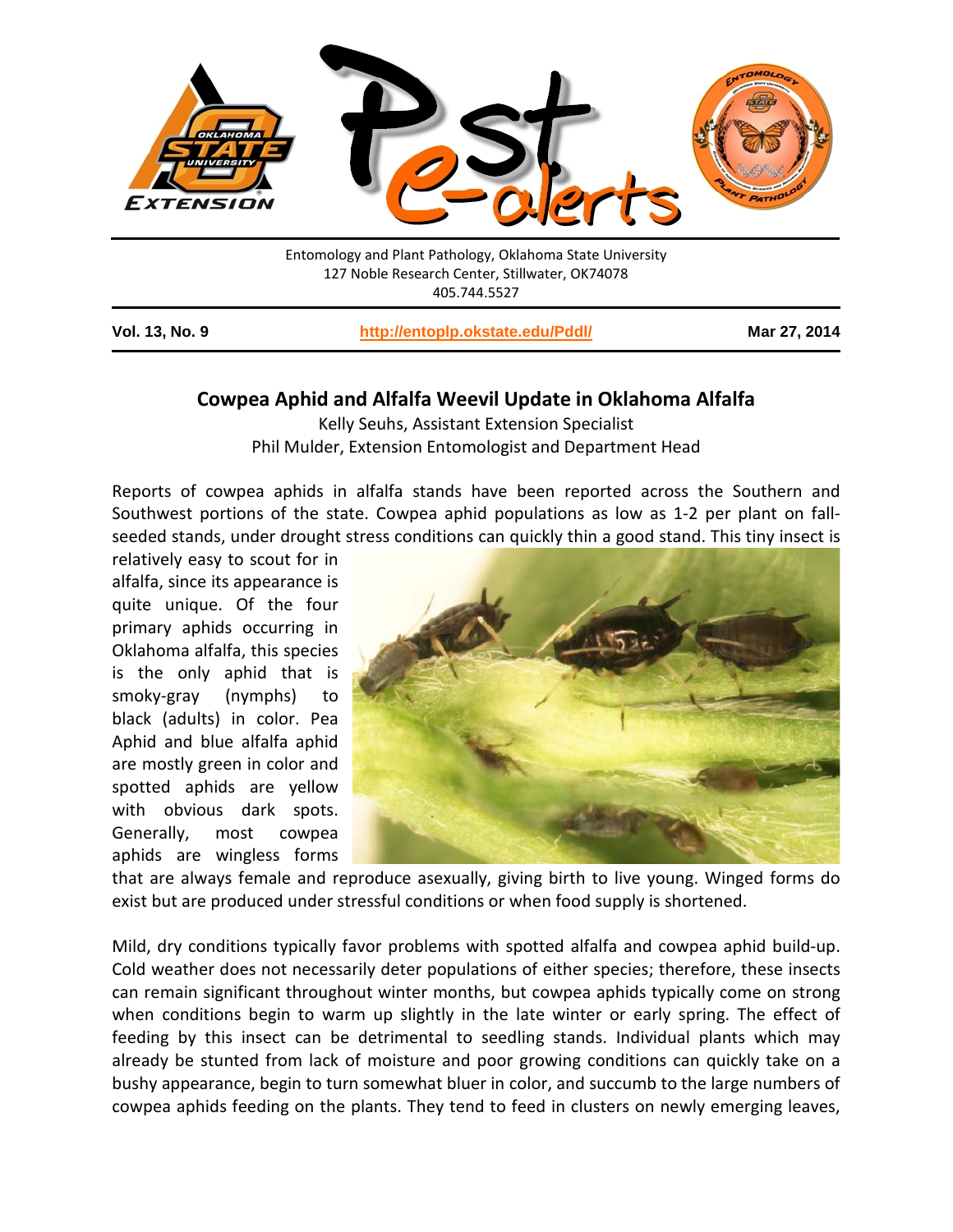Entomology and Plant Pathology, Oklahoma State University
127 Noble Research Center, Stillwater, OK74078
405.744.5527

**Vol. 13, No. 9** | **http://entoplp.okstate.edu/Pddl/** | **Mar 27, 2014**

## Cowpea Aphid and Alfalfa Weevil Update in Oklahoma Alfalfa

Kelly Seuhs, Assistant Extension Specialist
Phil Mulder, Extension Entomologist and Department Head

Reports of cowpea aphids in alfalfa stands have been reported across the Southern and Southwest portions of the state. Cowpea aphid populations as low as 1-2 per plant on fall-seeded stands, under drought stress conditions can quickly thin a good stand. This tiny insect is relatively easy to scout for in alfalfa, since its appearance is quite unique. Of the four primary aphids occurring in Oklahoma alfalfa, this species is the only aphid that is smoky-gray (nymphs) to black (adults) in color. Pea Aphid and blue alfalfa aphid are mostly green in color and spotted aphids are yellow with obvious dark spots. Generally, most cowpea aphids are wingless forms that are always female and reproduce asexually, giving birth to live young. Winged forms do exist but are produced under stressful conditions or when food supply is shortened.

Mild, dry conditions typically favor problems with spotted alfalfa and cowpea aphid build-up. Cold weather does not necessarily deter populations of either species; therefore, these insects can remain significant throughout winter months, but cowpea aphids typically come on strong when conditions begin to warm up slightly in the late winter or early spring. The effect of feeding by this insect can be detrimental to seedling stands. Individual plants which may already be stunted from lack of moisture and poor growing conditions can quickly take on a bushy appearance, begin to turn somewhat bluer in color, and succumb to the large numbers of cowpea aphids feeding on the plants. They tend to feed in clusters on newly emerging leaves,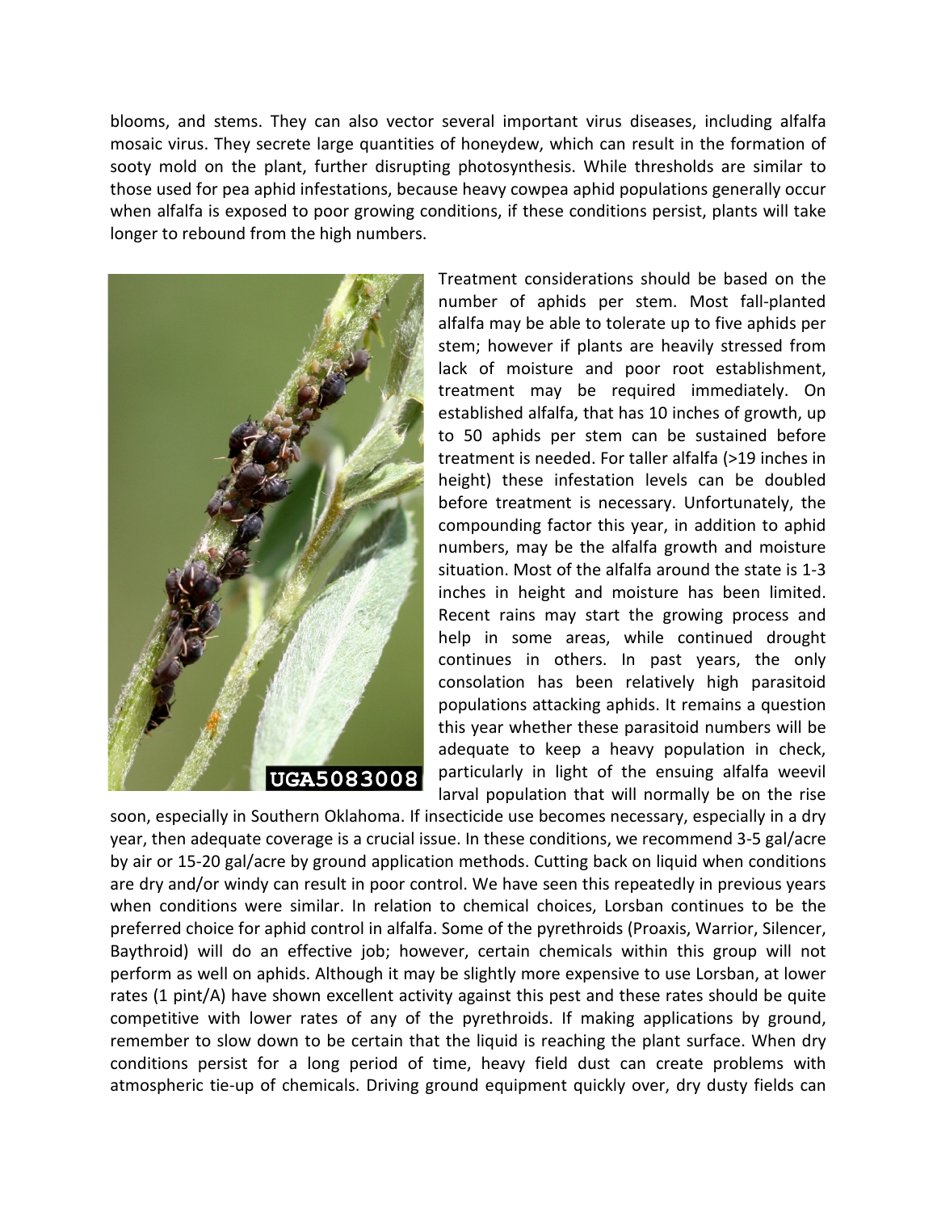blooms, and stems. They can also vector several important virus diseases, including alfalfa mosaic virus. They secrete large quantities of honeydew, which can result in the formation of sooty mold on the plant, further disrupting photosynthesis. While thresholds are similar to those used for pea aphid infestations, because heavy cowpea aphid populations generally occur when alfalfa is exposed to poor growing conditions, if these conditions persist, plants will take longer to rebound from the high numbers.

Treatment considerations should be based on the number of aphids per stem. Most fall-planted alfalfa may be able to tolerate up to five aphids per stem; however if plants are heavily stressed from lack of moisture and poor root establishment, treatment may be required immediately. On established alfalfa, that has 10 inches of growth, up to 50 aphids per stem can be sustained before treatment is needed. For taller alfalfa (>19 inches in height) these infestation levels can be doubled before treatment is necessary. Unfortunately, the compounding factor this year, in addition to aphid numbers, may be the alfalfa growth and moisture situation. Most of the alfalfa around the state is 1-3 inches in height and moisture has been limited. Recent rains may start the growing process and help in some areas, while continued drought continues in others. In past years, the only consolation has been relatively high parasitoid populations attacking aphids. It remains a question this year whether these parasitoid numbers will be adequate to keep a heavy population in check, particularly in light of the ensuing alfalfa weevil larval population that will normally be on the rise soon, especially in Southern Oklahoma. If insecticide use becomes necessary, especially in a dry year, then adequate coverage is a crucial issue. In these conditions, we recommend 3-5 gal/acre by air or 15-20 gal/acre by ground application methods. Cutting back on liquid when conditions are dry and/or windy can result in poor control. We have seen this repeatedly in previous years when conditions were similar. In relation to chemical choices, Lorsban continues to be the preferred choice for aphid control in alfalfa. Some of the pyrethroids (Proaxis, Warrior, Silencer, Baythroid) will do an effective job; however, certain chemicals within this group will not perform as well on aphids. Although it may be slightly more expensive to use Lorsban, at lower rates (1 pint/A) have shown excellent activity against this pest and these rates should be quite competitive with lower rates of any of the pyrethroids. If making applications by ground, remember to slow down to be certain that the liquid is reaching the plant surface. When dry conditions persist for a long period of time, heavy field dust can create problems with atmospheric tie-up of chemicals. Driving ground equipment quickly over, dry dusty fields can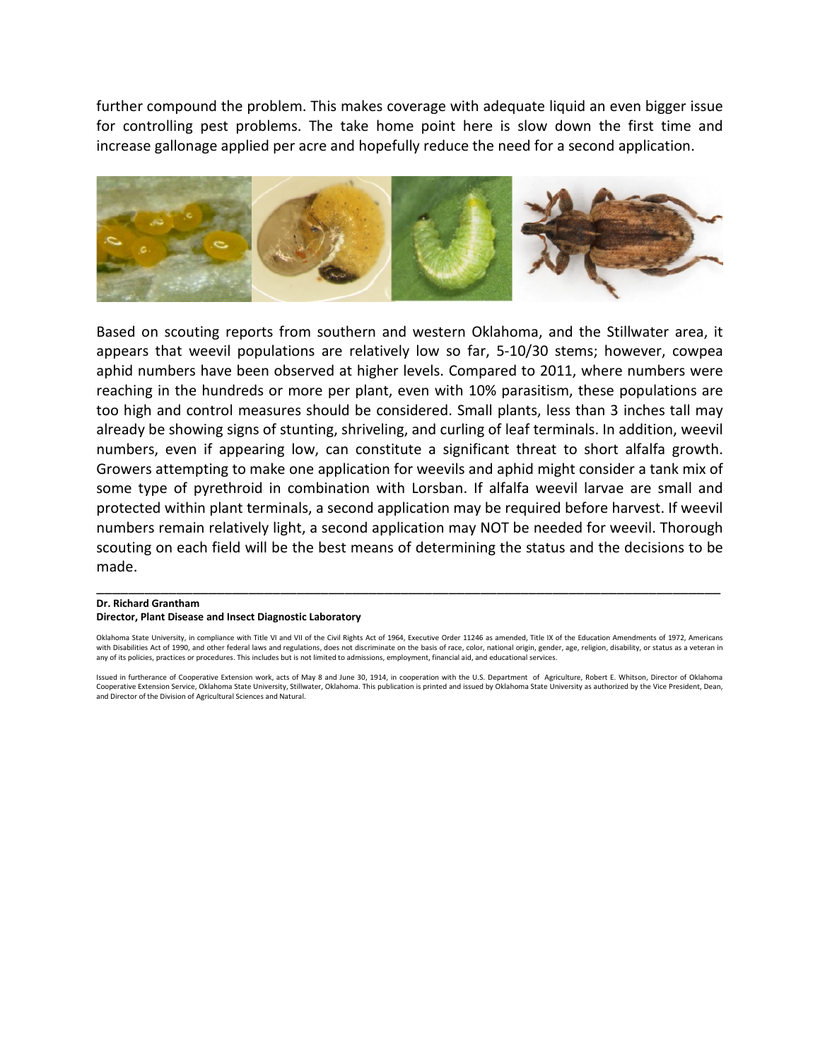further compound the problem. This makes coverage with adequate liquid an even bigger issue for controlling pest problems. The take home point here is slow down the first time and increase gallonage applied per acre and hopefully reduce the need for a second application.

Based on scouting reports from southern and western Oklahoma, and the Stillwater area, it appears that weevil populations are relatively low so far, 5-10/30 stems; however, cowpea aphid numbers have been observed at higher levels. Compared to 2011, where numbers were reaching in the hundreds or more per plant, even with 10% parasitism, these populations are too high and control measures should be considered. Small plants, less than 3 inches tall may already be showing signs of stunting, shriveling, and curling of leaf terminals. In addition, weevil numbers, even if appearing low, can constitute a significant threat to short alfalfa growth. Growers attempting to make one application for weevils and aphid might consider a tank mix of some type of pyrethroid in combination with Lorsban. If alfalfa weevil larvae are small and protected within plant terminals, a second application may be required before harvest. If weevil numbers remain relatively light, a second application may NOT be needed for weevil. Thorough scouting on each field will be the best means of determining the status and the decisions to be made.

---

**Dr. Richard Grantham**
**Director, Plant Disease and Insect Diagnostic Laboratory**

Oklahoma State University, in compliance with Title VI and VII of the Civil Rights Act of 1964, Executive Order 11246 as amended, Title IX of the Education Amendments of 1972, Americans with Disabilities Act of 1990, and other federal laws and regulations, does not discriminate on the basis of race, color, national origin, gender, age, religion, disability, or status as a veteran in any of its policies, practices or procedures. This includes but is not limited to admissions, employment, financial aid, and educational services.

Issued in furtherance of Cooperative Extension work, acts of May 8 and June 30, 1914, in cooperation with the U.S. Department of Agriculture, Robert E. Whitson, Director of Oklahoma Cooperative Extension Service, Oklahoma State University, Stillwater, Oklahoma. This publication is printed and issued by Oklahoma State University as authorized by the Vice President, Dean, and Director of the Division of Agricultural Sciences and Natural.